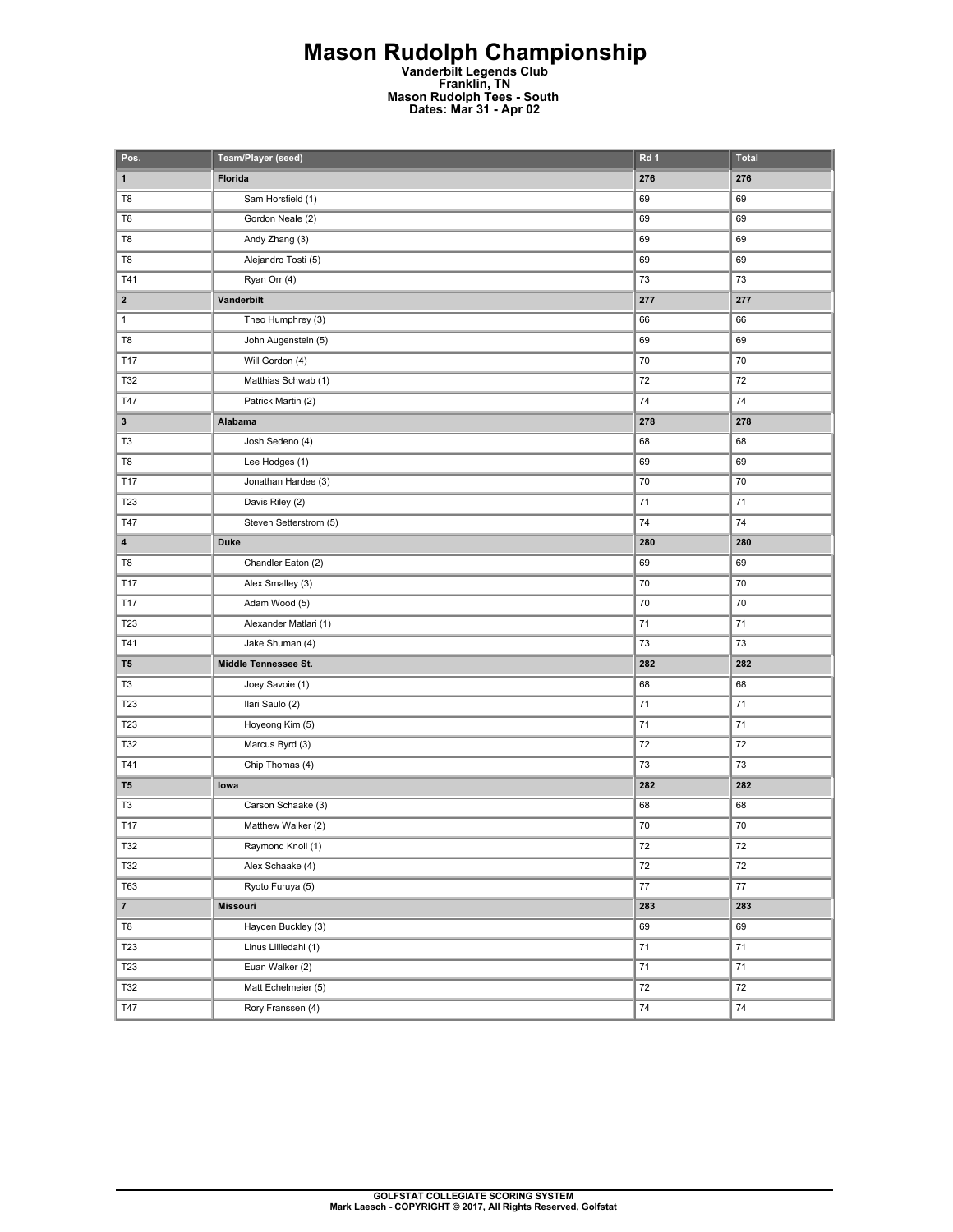# Mason Rudolph Championship

**Vanderbilt Legends Club**
**Franklin, TN**
**Mason Rudolph Tees - South**
**Dates: Mar 31 - Apr 02**

| Pos. | Team/Player (seed) | Rd 1 | Total |
|---|---|---|---|
| **1** | **Florida** | **276** | **276** |
| T8 | Sam Horsfield (1) | 69 | 69 |
| T8 | Gordon Neale (2) | 69 | 69 |
| T8 | Andy Zhang (3) | 69 | 69 |
| T8 | Alejandro Tosti (5) | 69 | 69 |
| T41 | Ryan Orr (4) | 73 | 73 |
| **2** | **Vanderbilt** | **277** | **277** |
| 1 | Theo Humphrey (3) | 66 | 66 |
| T8 | John Augenstein (5) | 69 | 69 |
| T17 | Will Gordon (4) | 70 | 70 |
| T32 | Matthias Schwab (1) | 72 | 72 |
| T47 | Patrick Martin (2) | 74 | 74 |
| **3** | **Alabama** | **278** | **278** |
| T3 | Josh Sedeno (4) | 68 | 68 |
| T8 | Lee Hodges (1) | 69 | 69 |
| T17 | Jonathan Hardee (3) | 70 | 70 |
| T23 | Davis Riley (2) | 71 | 71 |
| T47 | Steven Setterstrom (5) | 74 | 74 |
| **4** | **Duke** | **280** | **280** |
| T8 | Chandler Eaton (2) | 69 | 69 |
| T17 | Alex Smalley (3) | 70 | 70 |
| T17 | Adam Wood (5) | 70 | 70 |
| T23 | Alexander Matlari (1) | 71 | 71 |
| T41 | Jake Shuman (4) | 73 | 73 |
| **T5** | **Middle Tennessee St.** | **282** | **282** |
| T3 | Joey Savoie (1) | 68 | 68 |
| T23 | Ilari Saulo (2) | 71 | 71 |
| T23 | Hoyeong Kim (5) | 71 | 71 |
| T32 | Marcus Byrd (3) | 72 | 72 |
| T41 | Chip Thomas (4) | 73 | 73 |
| **T5** | **Iowa** | **282** | **282** |
| T3 | Carson Schaake (3) | 68 | 68 |
| T17 | Matthew Walker (2) | 70 | 70 |
| T32 | Raymond Knoll (1) | 72 | 72 |
| T32 | Alex Schaake (4) | 72 | 72 |
| T63 | Ryoto Furuya (5) | 77 | 77 |
| **7** | **Missouri** | **283** | **283** |
| T8 | Hayden Buckley (3) | 69 | 69 |
| T23 | Linus Lilliedahl (1) | 71 | 71 |
| T23 | Euan Walker (2) | 71 | 71 |
| T32 | Matt Echelmeier (5) | 72 | 72 |
| T47 | Rory Franssen (4) | 74 | 74 |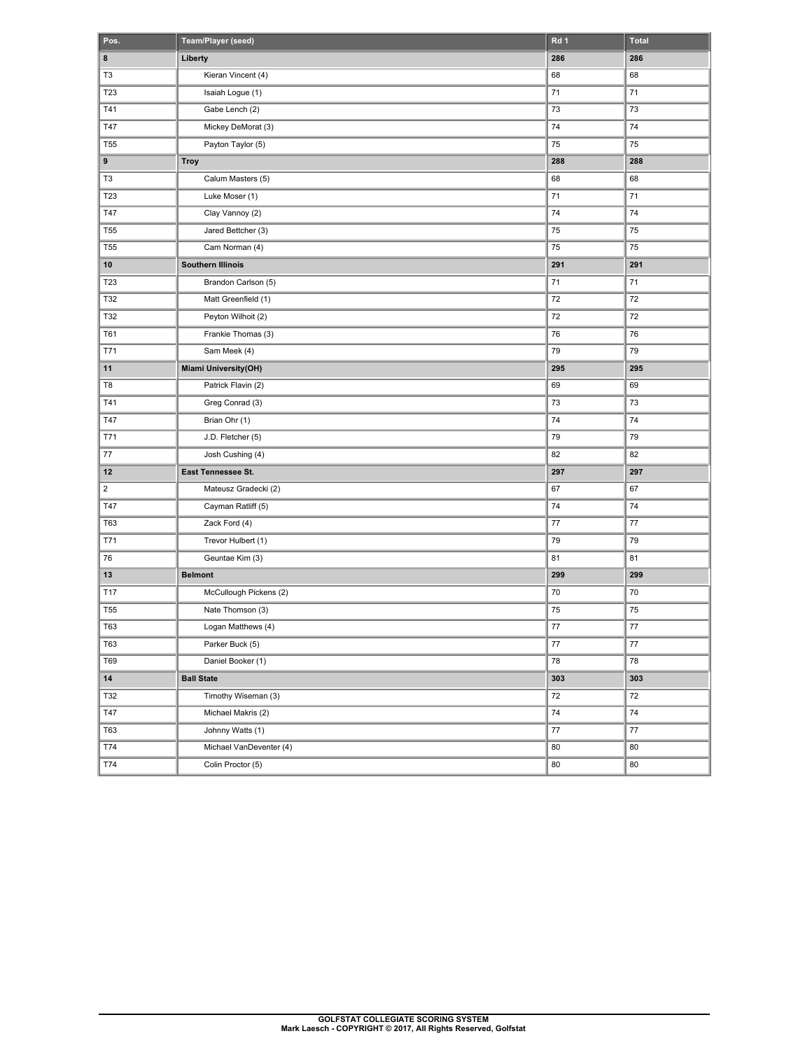| Pos. | Team/Player (seed) | Rd 1 | Total |
| --- | --- | --- | --- |
| **8** | **Liberty** | **286** | **286** |
| T3 | Kieran Vincent (4) | 68 | 68 |
| T23 | Isaiah Logue (1) | 71 | 71 |
| T41 | Gabe Lench (2) | 73 | 73 |
| T47 | Mickey DeMorat (3) | 74 | 74 |
| T55 | Payton Taylor (5) | 75 | 75 |
| **9** | **Troy** | **288** | **288** |
| T3 | Calum Masters (5) | 68 | 68 |
| T23 | Luke Moser (1) | 71 | 71 |
| T47 | Clay Vannoy (2) | 74 | 74 |
| T55 | Jared Bettcher (3) | 75 | 75 |
| T55 | Cam Norman (4) | 75 | 75 |
| **10** | **Southern Illinois** | **291** | **291** |
| T23 | Brandon Carlson (5) | 71 | 71 |
| T32 | Matt Greenfield (1) | 72 | 72 |
| T32 | Peyton Wilhoit (2) | 72 | 72 |
| T61 | Frankie Thomas (3) | 76 | 76 |
| T71 | Sam Meek (4) | 79 | 79 |
| **11** | **Miami University(OH)** | **295** | **295** |
| T8 | Patrick Flavin (2) | 69 | 69 |
| T41 | Greg Conrad (3) | 73 | 73 |
| T47 | Brian Ohr (1) | 74 | 74 |
| T71 | J.D. Fletcher (5) | 79 | 79 |
| 77 | Josh Cushing (4) | 82 | 82 |
| **12** | **East Tennessee St.** | **297** | **297** |
| 2 | Mateusz Gradecki (2) | 67 | 67 |
| T47 | Cayman Ratliff (5) | 74 | 74 |
| T63 | Zack Ford (4) | 77 | 77 |
| T71 | Trevor Hulbert (1) | 79 | 79 |
| 76 | Geuntae Kim (3) | 81 | 81 |
| **13** | **Belmont** | **299** | **299** |
| T17 | McCullough Pickens (2) | 70 | 70 |
| T55 | Nate Thomson (3) | 75 | 75 |
| T63 | Logan Matthews (4) | 77 | 77 |
| T63 | Parker Buck (5) | 77 | 77 |
| T69 | Daniel Booker (1) | 78 | 78 |
| **14** | **Ball State** | **303** | **303** |
| T32 | Timothy Wiseman (3) | 72 | 72 |
| T47 | Michael Makris (2) | 74 | 74 |
| T63 | Johnny Watts (1) | 77 | 77 |
| T74 | Michael VanDeventer (4) | 80 | 80 |
| T74 | Colin Proctor (5) | 80 | 80 |

**GOLFSTAT COLLEGIATE SCORING SYSTEM**
**Mark Laesch - COPYRIGHT © 2017, All Rights Reserved, Golfstat**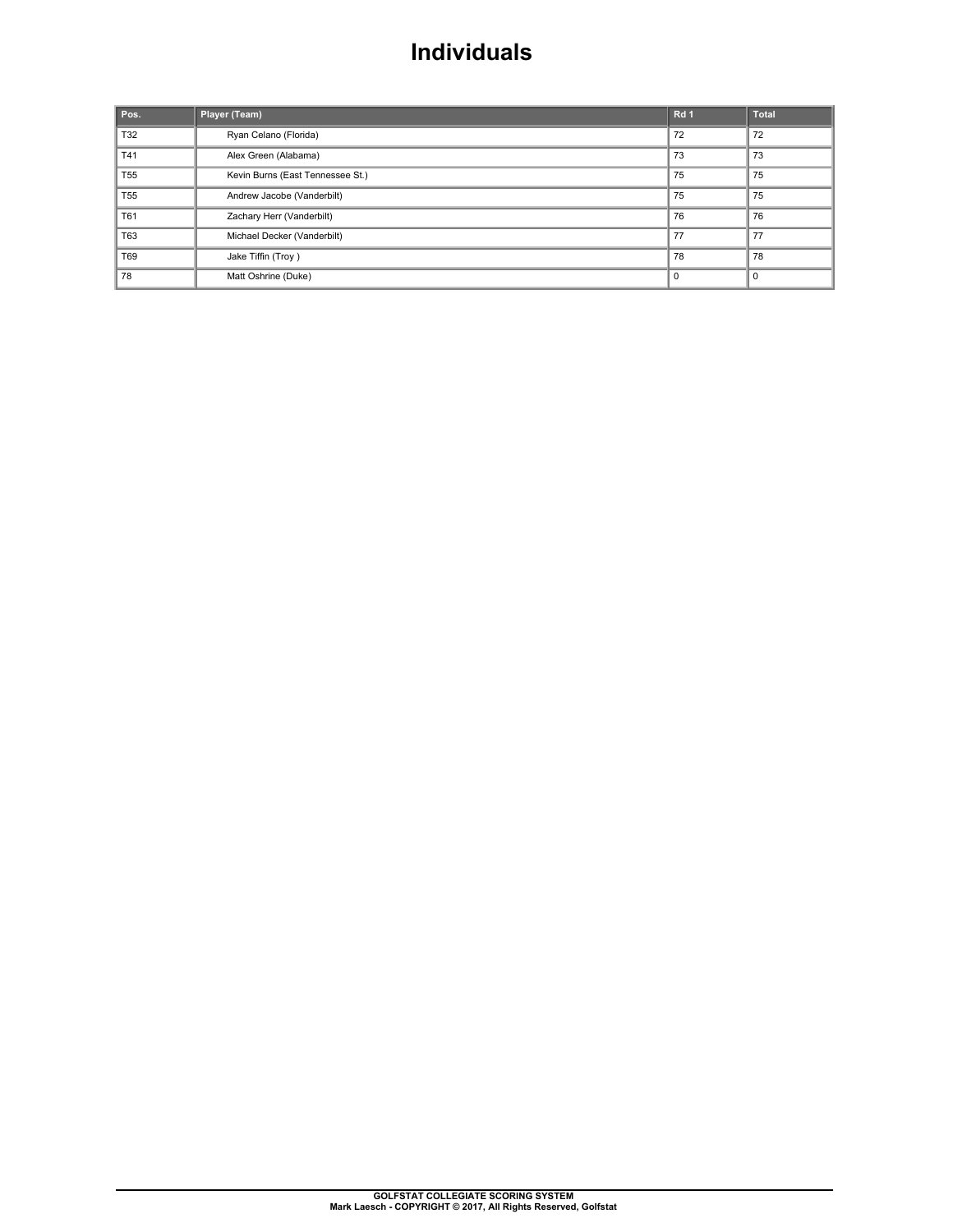# Individuals

| Pos. | Player (Team) | Rd 1 | Total |
|---|---|---|---|
| T32 | Ryan Celano (Florida) | 72 | 72 |
| T41 | Alex Green (Alabama) | 73 | 73 |
| T55 | Kevin Burns (East Tennessee St.) | 75 | 75 |
| T55 | Andrew Jacobe (Vanderbilt) | 75 | 75 |
| T61 | Zachary Herr (Vanderbilt) | 76 | 76 |
| T63 | Michael Decker (Vanderbilt) | 77 | 77 |
| T69 | Jake Tiffin (Troy ) | 78 | 78 |
| 78 | Matt Oshrine (Duke) | 0 | 0 |

**GOLFSTAT COLLEGIATE SCORING SYSTEM**
**Mark Laesch - COPYRIGHT © 2017, All Rights Reserved, Golfstat**